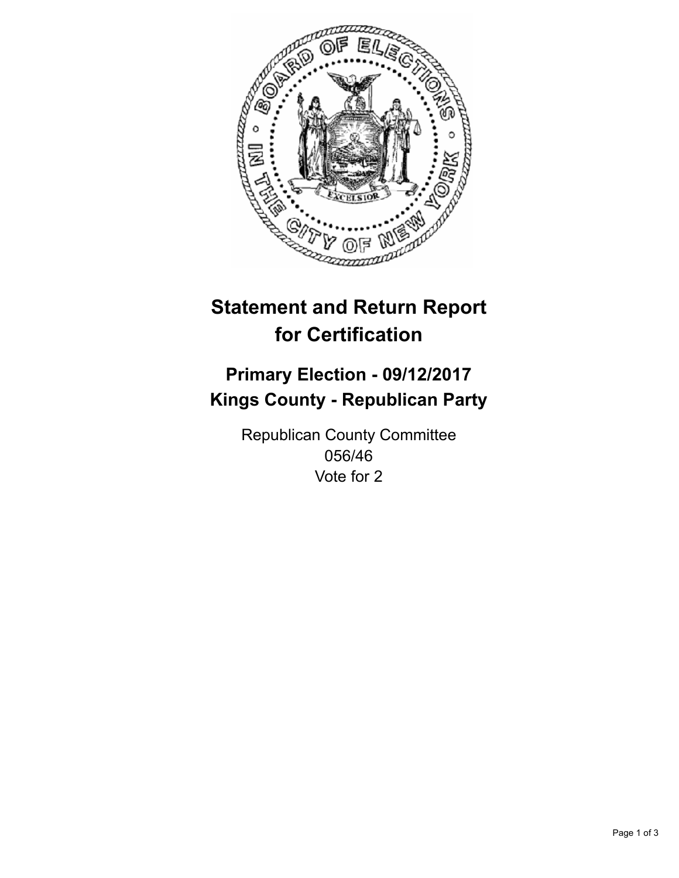# Statement and Return Report for Certification

## Primary Election - 09/12/2017
## Kings County - Republican Party

Republican County Committee
056/46
Vote for 2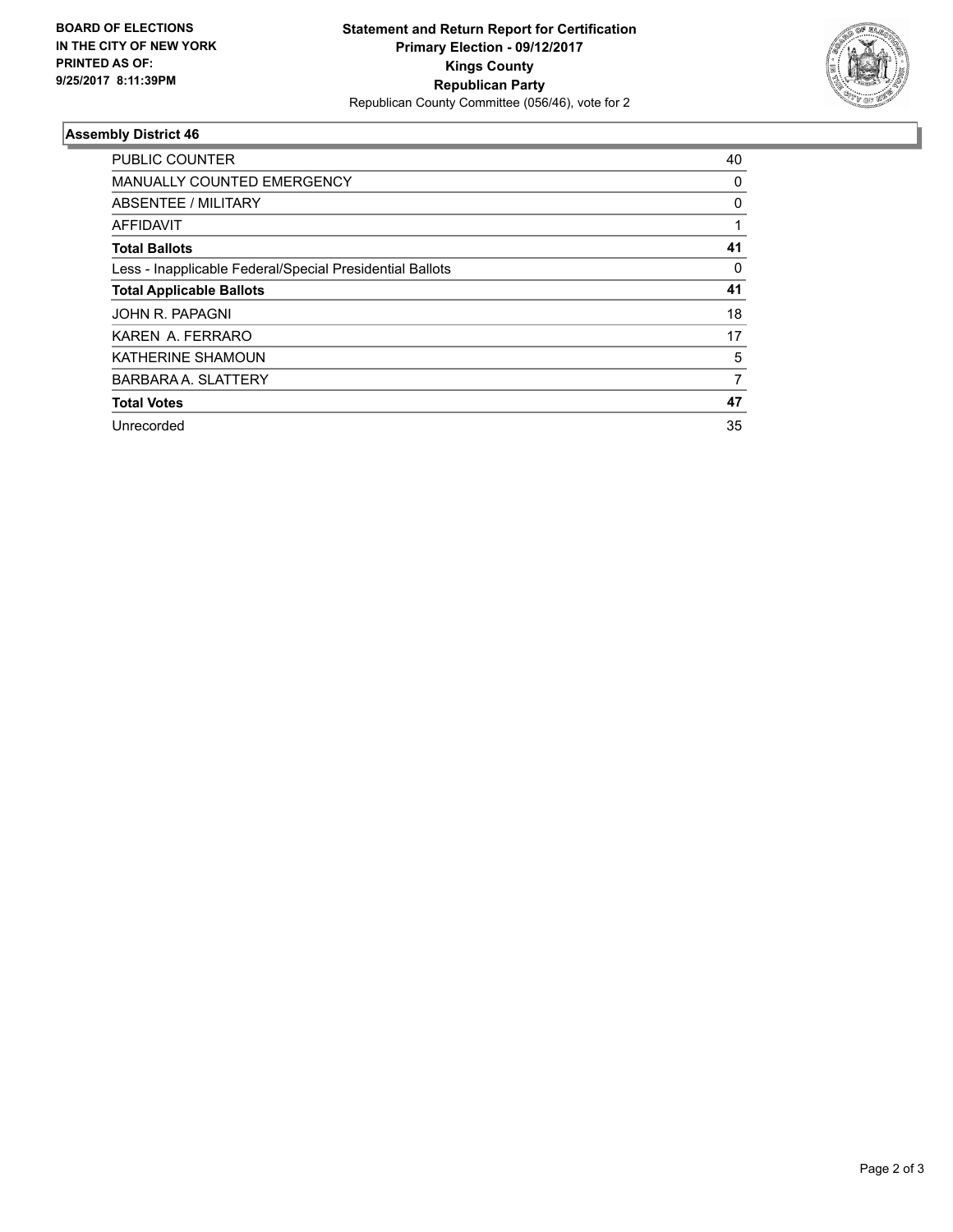BOARD OF ELECTIONS
IN THE CITY OF NEW YORK
PRINTED AS OF:
9/25/2017 8:11:39PM

**Statement and Return Report for Certification**
**Primary Election - 09/12/2017**
**Kings County**
**Republican Party**
Republican County Committee (056/46), vote for 2

### Assembly District 46

| | |
|---|---|
| PUBLIC COUNTER | 40 |
| MANUALLY COUNTED EMERGENCY | 0 |
| ABSENTEE / MILITARY | 0 |
| AFFIDAVIT | 1 |
| **Total Ballots** | **41** |
| Less - Inapplicable Federal/Special Presidential Ballots | 0 |
| **Total Applicable Ballots** | **41** |
| JOHN R. PAPAGNI | 18 |
| KAREN A. FERRARO | 17 |
| KATHERINE SHAMOUN | 5 |
| BARBARA A. SLATTERY | 7 |
| **Total Votes** | **47** |
| Unrecorded | 35 |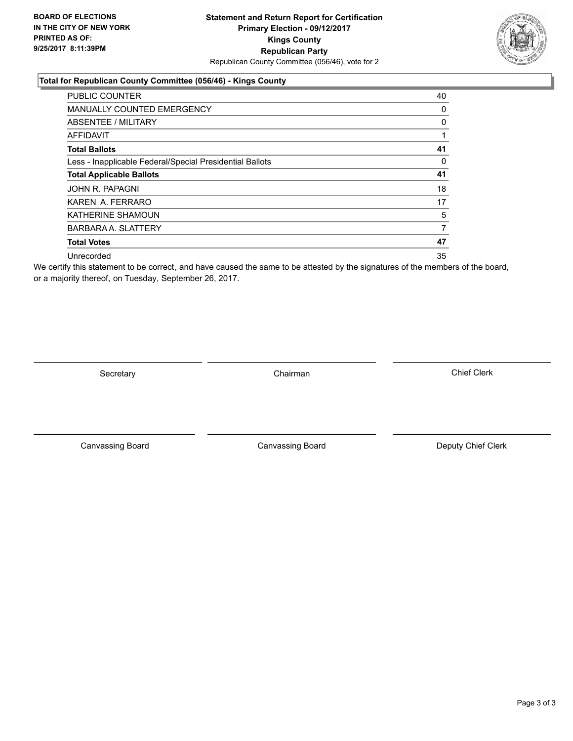**BOARD OF ELECTIONS IN THE CITY OF NEW YORK PRINTED AS OF: 9/25/2017 8:11:39PM**

**Statement and Return Report for Certification**
**Primary Election - 09/12/2017**
**Kings County**
**Republican Party**
Republican County Committee (056/46), vote for 2

### Total for Republican County Committee (056/46) - Kings County

| | |
|---|---|
| PUBLIC COUNTER | 40 |
| MANUALLY COUNTED EMERGENCY | 0 |
| ABSENTEE / MILITARY | 0 |
| AFFIDAVIT | 1 |
| **Total Ballots** | **41** |
| Less - Inapplicable Federal/Special Presidential Ballots | 0 |
| **Total Applicable Ballots** | **41** |
| JOHN R. PAPAGNI | 18 |
| KAREN A. FERRARO | 17 |
| KATHERINE SHAMOUN | 5 |
| BARBARA A. SLATTERY | 7 |
| **Total Votes** | **47** |
| Unrecorded | 35 |

We certify this statement to be correct, and have caused the same to be attested by the signatures of the members of the board, or a majority thereof, on Tuesday, September 26, 2017.

Secretary

Chairman

Chief Clerk

Canvassing Board

Canvassing Board

Deputy Chief Clerk